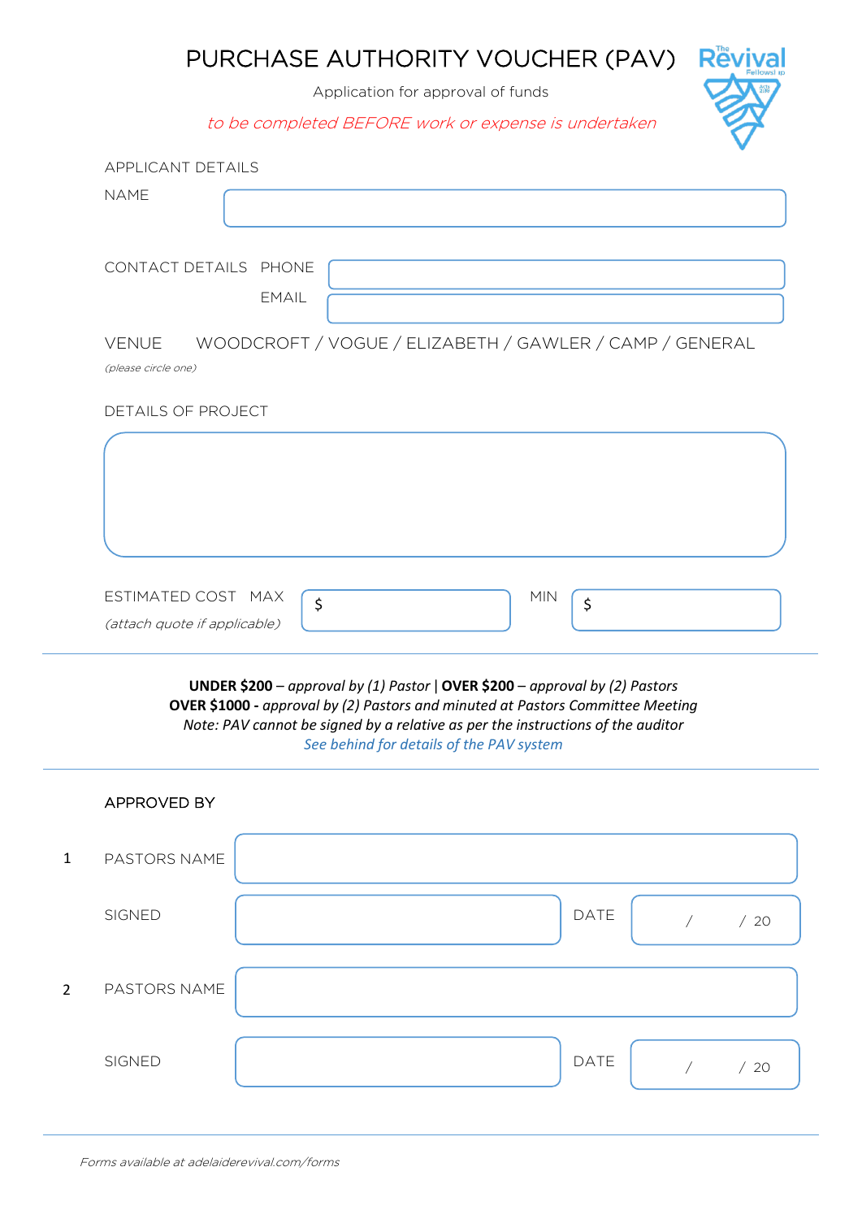# PURCHASE AUTHORITY VOUCHER (PAV)

Application for approval of funds

*to be completed BEFORE work or expense is undertaken*

APPLICANT DETAILS

NAME

CONTACT DETAILS PHONE

EMAIL

VENUE WOODCROFT / VOGUE / ELIZABETH / GAWLER / CAMP / GENERAL

*(please circle one)*

DETAILS OF PROJECT

ESTIMATED COST MAX $ MIN $

*(attach quote if applicable)*

---

**UNDER $200** – *approval by (1) Pastor* | **OVER $200** – *approval by (2) Pastors*
**OVER $1000 -** *approval by (2) Pastors and minuted at Pastors Committee Meeting*
*Note: PAV cannot be signed by a relative as per the instructions of the auditor*
*See behind for details of the PAV system*

---

APPROVED BY

1 PASTORS NAME

SIGNED DATE / / 20

2 PASTORS NAME

SIGNED DATE / / 20

---

*Forms available at adelaiderevival.com/forms*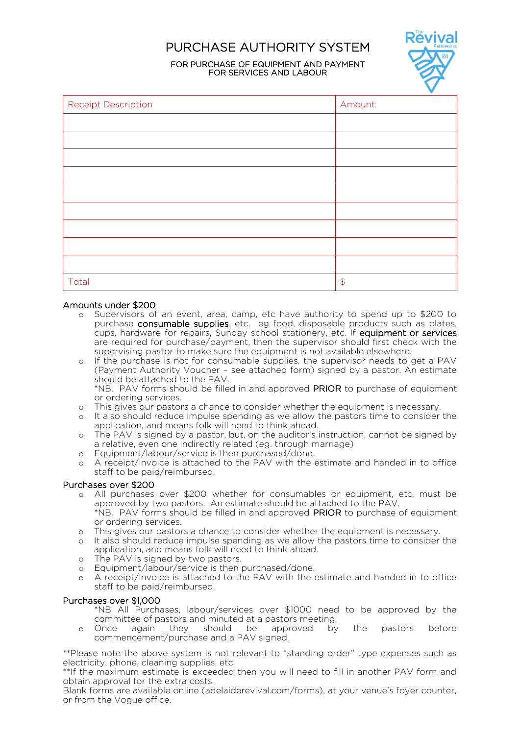# PURCHASE AUTHORITY SYSTEM

FOR PURCHASE OF EQUIPMENT AND PAYMENT
FOR SERVICES AND LABOUR

| Receipt Description | Amount: |
|---|---|
| | |
| | |
| | |
| | |
| | |
| | |
| | |
| | |
| | |
| Total | $ |

### Amounts under $200

- Supervisors of an event, area, camp, etc have authority to spend up to $200 to purchase **consumable supplies**, etc. eg food, disposable products such as plates, cups, hardware for repairs, Sunday school stationery, etc. If **equipment or services** are required for purchase/payment, then the supervisor should first check with the supervising pastor to make sure the equipment is not available elsewhere.
- If the purchase is not for consumable supplies, the supervisor needs to get a PAV (Payment Authority Voucher – see attached form) signed by a pastor. An estimate should be attached to the PAV.
  *NB. PAV forms should be filled in and approved **PRIOR** to purchase of equipment or ordering services.
- This gives our pastors a chance to consider whether the equipment is necessary.
- It also should reduce impulse spending as we allow the pastors time to consider the application, and means folk will need to think ahead.
- The PAV is signed by a pastor, but, on the auditor's instruction, cannot be signed by a relative, even one indirectly related (eg. through marriage)
- Equipment/labour/service is then purchased/done.
- A receipt/invoice is attached to the PAV with the estimate and handed in to office staff to be paid/reimbursed.

### Purchases over $200

- All purchases over $200 whether for consumables or equipment, etc, must be approved by two pastors. An estimate should be attached to the PAV.
  *NB. PAV forms should be filled in and approved **PRIOR** to purchase of equipment or ordering services.
- This gives our pastors a chance to consider whether the equipment is necessary.
- It also should reduce impulse spending as we allow the pastors time to consider the application, and means folk will need to think ahead.
- The PAV is signed by two pastors.
- Equipment/labour/service is then purchased/done.
- A receipt/invoice is attached to the PAV with the estimate and handed in to office staff to be paid/reimbursed.

### Purchases over $1,000

*NB All Purchases, labour/services over $1000 need to be approved by the committee of pastors and minuted at a pastors meeting.

- Once again they should be approved by the pastors before commencement/purchase and a PAV signed.

**Please note the above system is not relevant to "standing order" type expenses such as electricity, phone, cleaning supplies, etc.
**If the maximum estimate is exceeded then you will need to fill in another PAV form and obtain approval for the extra costs.
Blank forms are available online (adelaiderevival.com/forms), at your venue's foyer counter, or from the Vogue office.